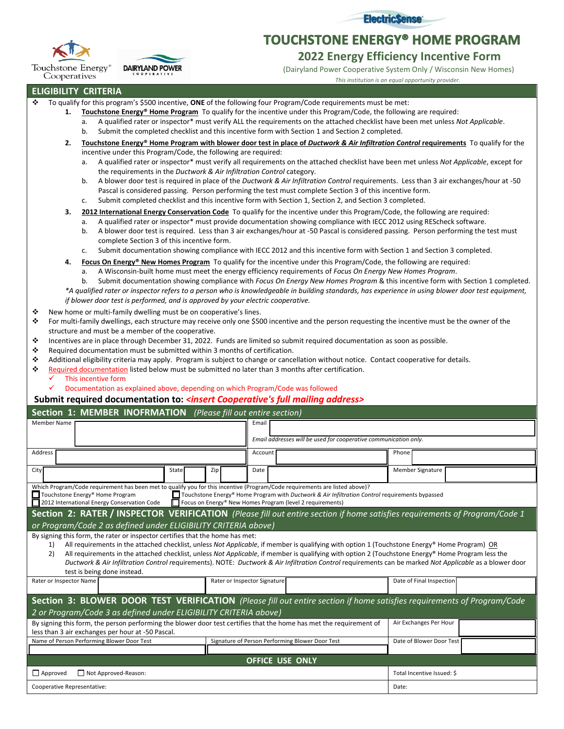ElectricSense

# TOUCHSTONE ENERGY® HOME PROGRAM

## 2022 Energy Efficiency Incentive Form

(Dairyland Power Cooperative System Only / Wisconsin New Homes)

*This institution is an equal opportunity provider.*

Touchstone Energy® Cooperatives — DAIRYLAND POWER COOPERATIVE

## ELIGIBILITY CRITERIA

- To qualify for this program's $500 incentive, **ONE** of the following four Program/Code requirements must be met:
  1. **Touchstone Energy® Home Program** To qualify for the incentive under this Program/Code, the following are required:
     a. A qualified rater or inspector* must verify ALL the requirements on the attached checklist have been met unless *Not Applicable*.
     b. Submit the completed checklist and this incentive form with Section 1 and Section 2 completed.
  2. **Touchstone Energy® Home Program with blower door test in place of *Ductwork & Air Infiltration Control* requirements** To qualify for the incentive under this Program/Code, the following are required:
     a. A qualified rater or inspector* must verify all requirements on the attached checklist have been met unless *Not Applicable*, except for the requirements in the *Ductwork & Air Infiltration Control* category.
     b. A blower door test is required in place of the *Ductwork & Air Infiltration Control* requirements. Less than 3 air exchanges/hour at -50 Pascal is considered passing. Person performing the test must complete Section 3 of this incentive form.
     c. Submit completed checklist and this incentive form with Section 1, Section 2, and Section 3 completed.
  3. **2012 International Energy Conservation Code** To qualify for the incentive under this Program/Code, the following are required:
     a. A qualified rater or inspector* must provide documentation showing compliance with IECC 2012 using REScheck software.
     b. A blower door test is required. Less than 3 air exchanges/hour at -50 Pascal is considered passing. Person performing the test must complete Section 3 of this incentive form.
     c. Submit documentation showing compliance with IECC 2012 and this incentive form with Section 1 and Section 3 completed.
  4. **Focus On Energy® New Homes Program** To qualify for the incentive under this Program/Code, the following are required:
     a. A Wisconsin-built home must meet the energy efficiency requirements of *Focus On Energy New Homes Program*.
     b. Submit documentation showing compliance with *Focus On Energy New Homes Program* & this incentive form with Section 1 completed.

  *\*A qualified rater or inspector refers to a person who is knowledgeable in building standards, has experience in using blower door test equipment, if blower door test is performed, and is approved by your electric cooperative.*
- New home or multi-family dwelling must be on cooperative's lines.
- For multi-family dwellings, each structure may receive only one $500 incentive and the person requesting the incentive must be the owner of the structure and must be a member of the cooperative.
- Incentives are in place through December 31, 2022. Funds are limited so submit required documentation as soon as possible.
- Required documentation must be submitted within 3 months of certification.
- Additional eligibility criteria may apply. Program is subject to change or cancellation without notice. Contact cooperative for details.
- Required documentation listed below must be submitted no later than 3 months after certification.
  - ✓ This incentive form
  - ✓ Documentation as explained above, depending on which Program/Code was followed

**Submit required documentation to: *<insert Cooperative's full mailing address>***

## Section 1: MEMBER INOFRMATION *(Please fill out entire section)*

| Member Name | | Email | |
|---|---|---|---|
| | | *Email addresses will be used for cooperative communication only.* | |
| Address | | Account | Phone |
| City | State | Zip | Date | Member Signature |

Which Program/Code requirement has been met to qualify you for this incentive (Program/Code requirements are listed above)?

- ☐ Touchstone Energy® Home Program
- ☐ Touchstone Energy® Home Program with *Ductwork & Air Infiltration Control* requirements bypassed
- ☐ 2012 International Energy Conservation Code
- ☐ Focus on Energy® New Homes Program (level 2 requirements)

## Section 2: RATER / INSPECTOR VERIFICATION *(Please fill out entire section if home satisfies requirements of Program/Code 1 or Program/Code 2 as defined under ELIGIBILITY CRITERIA above)*

By signing this form, the rater or inspector certifies that the home has met:

1) All requirements in the attached checklist, unless *Not Applicable*, if member is qualifying with option 1 (Touchstone Energy® Home Program) OR
2) All requirements in the attached checklist, unless *Not Applicable*, if member is qualifying with option 2 (Touchstone Energy® Home Program less the *Ductwork & Air Infiltration Control* requirements). NOTE: *Ductwork & Air Infiltration Control* requirements can be marked *Not Applicable* as a blower door test is being done instead.

| Rater or Inspector Name | Rater or Inspector Signature | Date of Final Inspection |
|---|---|---|

## Section 3: BLOWER DOOR TEST VERIFICATION *(Please fill out entire section if home satisfies requirements of Program/Code 2 or Program/Code 3 as defined under ELIGIBILITY CRITERIA above)*

| By signing this form, the person performing the blower door test certifies that the home has met the requirement of less than 3 air exchanges per hour at -50 Pascal. | | Air Exchanges Per Hour |
|---|---|---|
| Name of Person Performing Blower Door Test | Signature of Person Performing Blower Door Test | Date of Blower Door Test |

## OFFICE USE ONLY

| ☐ Approved ☐ Not Approved-Reason: | Total Incentive Issued: $ |
|---|---|
| Cooperative Representative: | Date: |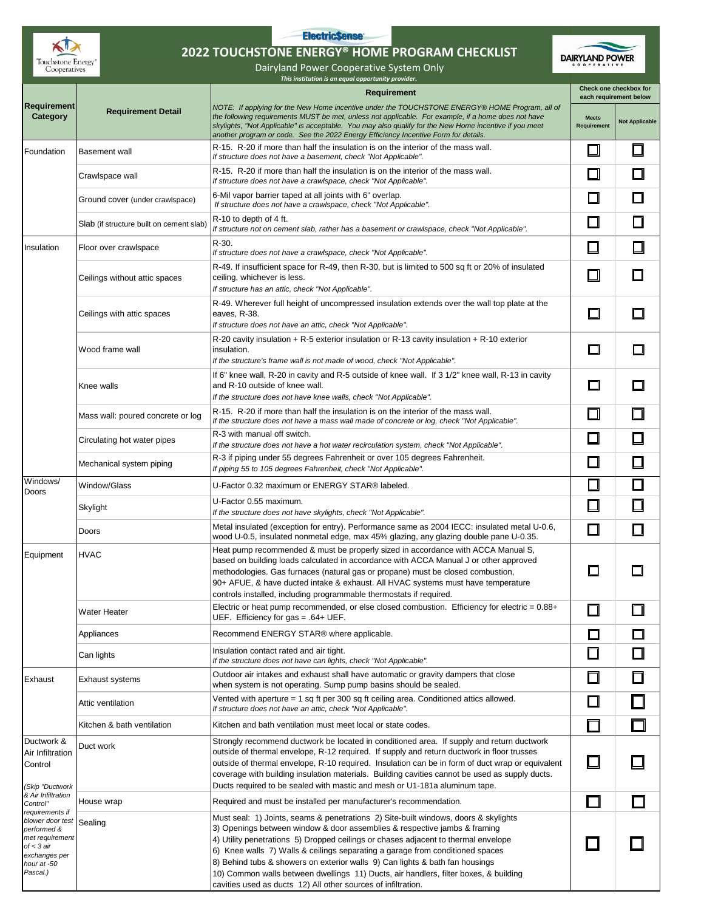ElectricSense

# 2022 TOUCHSTONE ENERGY® HOME PROGRAM CHECKLIST

Dairyland Power Cooperative System Only

*This institution is an equal opportunity provider.*

| Requirement Category | Requirement Detail | Requirement | Check one checkbox for each requirement below | |
|---|---|---|---|---|
| | | *NOTE: If applying for the New Home incentive under the TOUCHSTONE ENERGY® HOME Program, all of the following requirements MUST be met, unless not applicable. For example, if a home does not have skylights, "Not Applicable" is acceptable. You may also qualify for the New Home incentive if you meet another program or code. See the 2022 Energy Efficiency Incentive Form for details.* | Meets Requirement | Not Applicable |
| Foundation | Basement wall | R-15. R-20 if more than half the insulation is on the interior of the mass wall. *If structure does not have a basement, check "Not Applicable".* | ☐ | ☐ |
| | Crawlspace wall | R-15. R-20 if more than half the insulation is on the interior of the mass wall. *If structure does not have a crawlspace, check "Not Applicable".* | ☐ | ☐ |
| | Ground cover (under crawlspace) | 6-Mil vapor barrier taped at all joints with 6" overlap. *If structure does not have a crawlspace, check "Not Applicable".* | ☐ | ☐ |
| | Slab (if structure built on cement slab) | R-10 to depth of 4 ft. *If structure not on cement slab, rather has a basement or crawlspace, check "Not Applicable".* | ☐ | ☐ |
| Insulation | Floor over crawlspace | R-30. *If structure does not have a crawlspace, check "Not Applicable".* | ☐ | ☐ |
| | Ceilings without attic spaces | R-49. If insufficient space for R-49, then R-30, but is limited to 500 sq ft or 20% of insulated ceiling, whichever is less. *If structure has an attic, check "Not Applicable".* | ☐ | ☐ |
| | Ceilings with attic spaces | R-49. Wherever full height of uncompressed insulation extends over the wall top plate at the eaves, R-38. *If structure does not have an attic, check "Not Applicable".* | ☐ | ☐ |
| | Wood frame wall | R-20 cavity insulation + R-5 exterior insulation or R-13 cavity insulation + R-10 exterior insulation. *If the structure's frame wall is not made of wood, check "Not Applicable".* | ☐ | ☐ |
| | Knee walls | If 6" knee wall, R-20 in cavity and R-5 outside of knee wall. If 3 1/2" knee wall, R-13 in cavity and R-10 outside of knee wall. *If the structure does not have knee walls, check "Not Applicable".* | ☐ | ☐ |
| | Mass wall: poured concrete or log | R-15. R-20 if more than half the insulation is on the interior of the mass wall. *If the structure does not have a mass wall made of concrete or log, check "Not Applicable".* | ☐ | ☐ |
| | Circulating hot water pipes | R-3 with manual off switch. *If the structure does not have a hot water recirculation system, check "Not Applicable".* | ☐ | ☐ |
| | Mechanical system piping | R-3 if piping under 55 degrees Fahrenheit or over 105 degrees Fahrenheit. *If piping 55 to 105 degrees Fahrenheit, check "Not Applicable".* | ☐ | ☐ |
| Windows/ Doors | Window/Glass | U-Factor 0.32 maximum or ENERGY STAR® labeled. | ☐ | ☐ |
| | Skylight | U-Factor 0.55 maximum. *If the structure does not have skylights, check "Not Applicable".* | ☐ | ☐ |
| | Doors | Metal insulated (exception for entry). Performance same as 2004 IECC: insulated metal U-0.6, wood U-0.5, insulated nonmetal edge, max 45% glazing, any glazing double pane U-0.35. | ☐ | ☐ |
| Equipment | HVAC | Heat pump recommended & must be properly sized in accordance with ACCA Manual S, based on building loads calculated in accordance with ACCA Manual J or other approved methodologies. Gas furnaces (natural gas or propane) must be closed combustion, 90+ AFUE, & have ducted intake & exhaust. All HVAC systems must have temperature controls installed, including programmable thermostats if required. | ☐ | ☐ |
| | Water Heater | Electric or heat pump recommended, or else closed combustion. Efficiency for electric = 0.88+ UEF. Efficiency for gas = .64+ UEF. | ☐ | ☐ |
| | Appliances | Recommend ENERGY STAR® where applicable. | ☐ | ☐ |
| | Can lights | Insulation contact rated and air tight. *If the structure does not have can lights, check "Not Applicable".* | ☐ | ☐ |
| Exhaust | Exhaust systems | Outdoor air intakes and exhaust shall have automatic or gravity dampers that close when system is not operating. Sump pump basins should be sealed. | ☐ | ☐ |
| | Attic ventilation | Vented with aperture = 1 sq ft per 300 sq ft ceiling area. Conditioned attics allowed. *If structure does not have an attic, check "Not Applicable".* | ☐ | ☐ |
| | Kitchen & bath ventilation | Kitchen and bath ventilation must meet local or state codes. | ☐ | ☐ |
| Ductwork & Air Infiltration Control *(Skip "Ductwork & Air Infiltration Control" requirements if blower door test performed & met requirement of < 3 air exchanges per hour at -50 Pascal.)* | Duct work | Strongly recommend ductwork be located in conditioned area. If supply and return ductwork outside of thermal envelope, R-12 required. If supply and return ductwork in floor trusses outside of thermal envelope, R-10 required. Insulation can be in form of duct wrap or equivalent coverage with building insulation materials. Building cavities cannot be used as supply ducts. Ducts required to be sealed with mastic and mesh or U1-181a aluminum tape. | ☐ | ☐ |
| | House wrap | Required and must be installed per manufacturer's recommendation. | ☐ | ☐ |
| | Sealing | Must seal: 1) Joints, seams & penetrations 2) Site-built windows, doors & skylights 3) Openings between window & door assemblies & respective jambs & framing 4) Utility penetrations 5) Dropped ceilings or chases adjacent to thermal envelope 6) Knee walls 7) Walls & ceilings separating a garage from conditioned spaces 8) Behind tubs & showers on exterior walls 9) Can lights & bath fan housings 10) Common walls between dwellings 11) Ducts, air handlers, filter boxes, & building cavities used as ducts 12) All other sources of infiltration. | ☐ | ☐ |